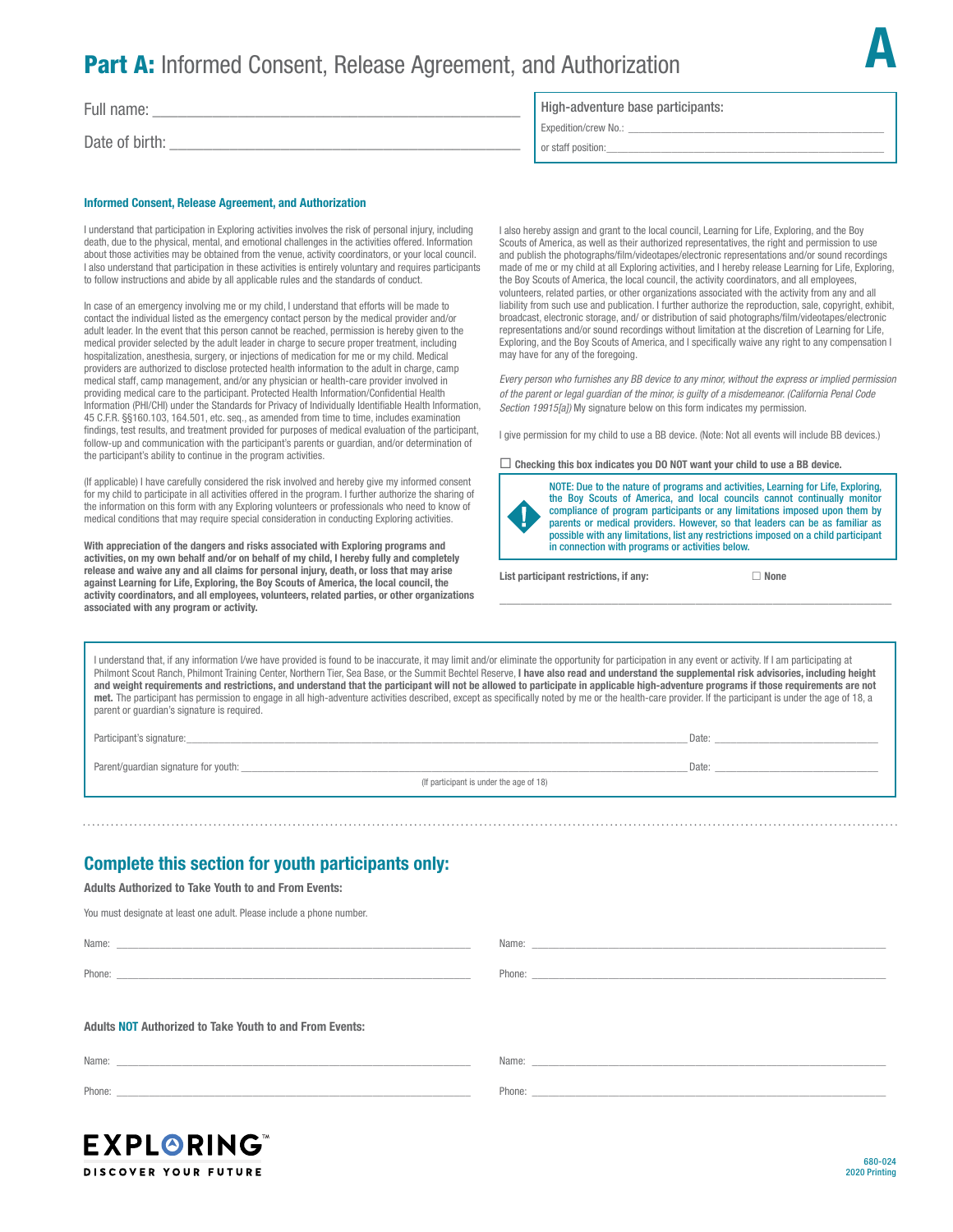# **Part A:** Informed Consent, Release Agreement, and Authorization

Full name: ___________________________________________

Date of birth: _________________________________________

**High-adventure base participants:**

Expedition/crew No.: _________________________________

or staff position: ____________________________________

### Informed Consent, Release Agreement, and Authorization

I understand that participation in Exploring activities involves the risk of personal injury, including death, due to the physical, mental, and emotional challenges in the activities offered. Information about those activities may be obtained from the venue, activity coordinators, or your local council. I also understand that participation in these activities is entirely voluntary and requires participants to follow instructions and abide by all applicable rules and the standards of conduct.

In case of an emergency involving me or my child, I understand that efforts will be made to contact the individual listed as the emergency contact person by the medical provider and/or adult leader. In the event that this person cannot be reached, permission is hereby given to the medical provider selected by the adult leader in charge to secure proper treatment, including hospitalization, anesthesia, surgery, or injections of medication for me or my child. Medical providers are authorized to disclose protected health information to the adult in charge, camp medical staff, camp management, and/or any physician or health-care provider involved in providing medical care to the participant. Protected Health Information/Confidential Health Information (PHI/CHI) under the Standards for Privacy of Individually Identifiable Health Information, 45 C.F.R. §§160.103, 164.501, etc. seq., as amended from time to time, includes examination findings, test results, and treatment provided for purposes of medical evaluation of the participant, follow-up and communication with the participant's parents or guardian, and/or determination of the participant's ability to continue in the program activities.

(If applicable) I have carefully considered the risk involved and hereby give my informed consent for my child to participate in all activities offered in the program. I further authorize the sharing of the information on this form with any Exploring volunteers or professionals who need to know of medical conditions that may require special consideration in conducting Exploring activities.

**With appreciation of the dangers and risks associated with Exploring programs and activities, on my own behalf and/or on behalf of my child, I hereby fully and completely release and waive any and all claims for personal injury, death, or loss that may arise against Learning for Life, Exploring, the Boy Scouts of America, the local council, the activity coordinators, and all employees, volunteers, related parties, or other organizations associated with any program or activity.**

I also hereby assign and grant to the local council, Learning for Life, Exploring, and the Boy Scouts of America, as well as their authorized representatives, the right and permission to use and publish the photographs/film/videotapes/electronic representations and/or sound recordings made of me or my child at all Exploring activities, and I hereby release Learning for Life, Exploring, the Boy Scouts of America, the local council, the activity coordinators, and all employees, volunteers, related parties, or other organizations associated with the activity from any and all liability from such use and publication. I further authorize the reproduction, sale, copyright, exhibit, broadcast, electronic storage, and/ or distribution of said photographs/film/videotapes/electronic representations and/or sound recordings without limitation at the discretion of Learning for Life, Exploring, and the Boy Scouts of America, and I specifically waive any right to any compensation I may have for any of the foregoing.

*Every person who furnishes any BB device to any minor, without the express or implied permission of the parent or legal guardian of the minor, is guilty of a misdemeanor. (California Penal Code Section 19915[a])* My signature below on this form indicates my permission.

I give permission for my child to use a BB device. (Note: Not all events will include BB devices.)

☐ **Checking this box indicates you DO NOT want your child to use a BB device.**

NOTE: Due to the nature of programs and activities, Learning for Life, Exploring, the Boy Scouts of America, and local councils cannot continually monitor compliance of program participants or any limitations imposed upon them by parents or medical providers. However, so that leaders can be as familiar as possible with any limitations, list any restrictions imposed on a child participant in connection with programs or activities below.

**List participant restrictions, if any:** ☐ **None**

_____________________________________________________________

I understand that, if any information I/we have provided is found to be inaccurate, it may limit and/or eliminate the opportunity for participation in any event or activity. If I am participating at Philmont Scout Ranch, Philmont Training Center, Northern Tier, Sea Base, or the Summit Bechtel Reserve, **I have also read and understand the supplemental risk advisories, including height and weight requirements and restrictions, and understand that the participant will not be allowed to participate in applicable high-adventure programs if those requirements are not met.** The participant has permission to engage in all high-adventure activities described, except as specifically noted by me or the health-care provider. If the participant is under the age of 18, a parent or guardian's signature is required.

Participant's signature: _____________________________________________ Date: ________________

Parent/guardian signature for youth: ___________________________________ Date: ________________
(If participant is under the age of 18)

## Complete this section for youth participants only:

**Adults Authorized to Take Youth to and From Events:**

You must designate at least one adult. Please include a phone number.

Name: ______________________________ Name: ______________________________

Phone: ______________________________ Phone: ______________________________

**Adults NOT Authorized to Take Youth to and From Events:**

Name: ______________________________ Name: ______________________________

Phone: ______________________________ Phone: ______________________________

EXPLORING™
DISCOVER YOUR FUTURE

680-024
2020 Printing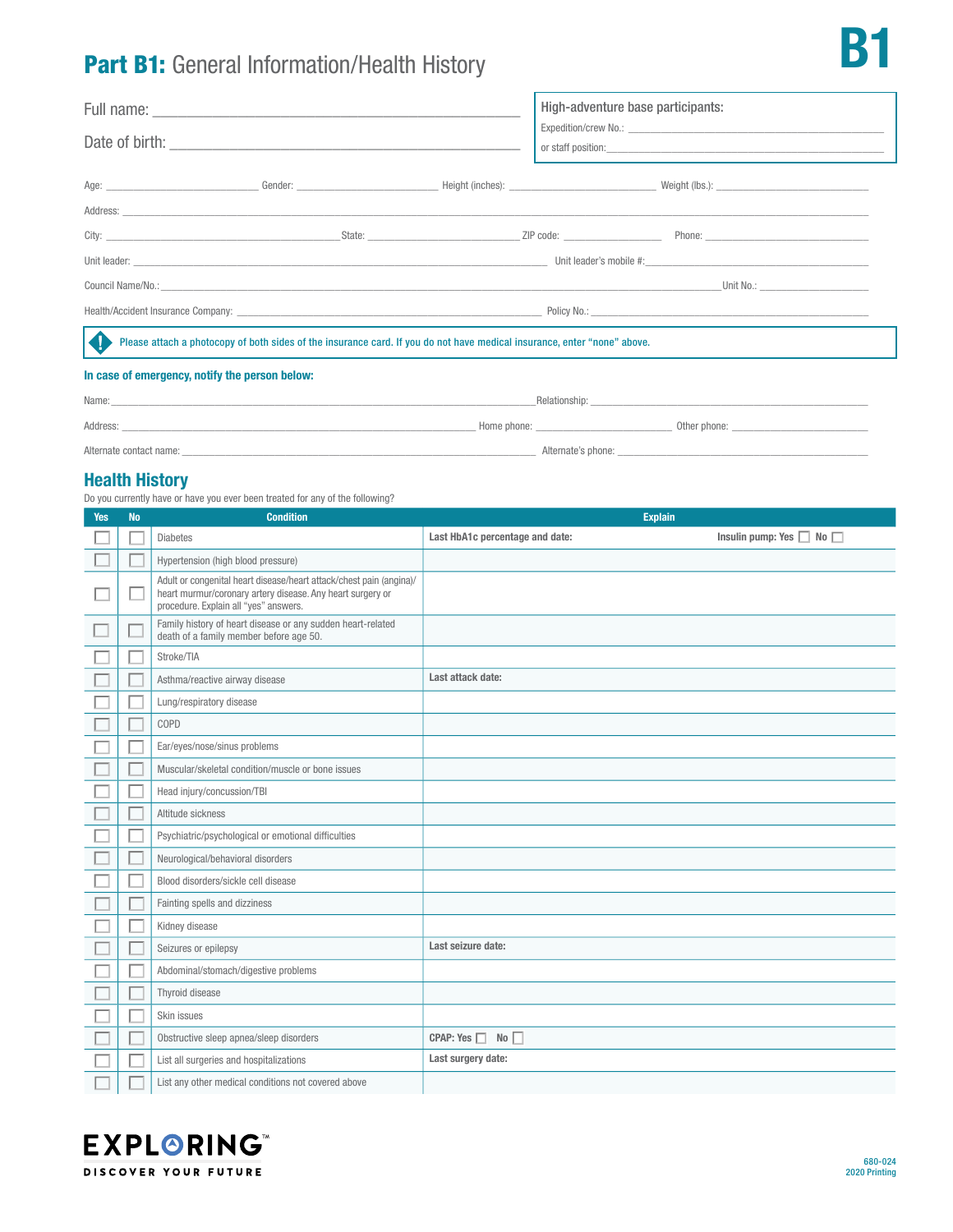# Part B1: General Information/Health History

**B1**

Full name: ___________________________

Date of birth: ___________________________

**High-adventure base participants:**

Expedition/crew No.: ___________________________

or staff position: ___________________________

Age: ____________ Gender: ____________ Height (inches): ____________ Weight (lbs.): ____________

Address: ___________________________

City: ____________ State: ____________ ZIP code: ____________ Phone: ____________

Unit leader: ____________ Unit leader's mobile #: ____________

Council Name/No.: ____________ Unit No.: ____________

Health/Accident Insurance Company: ____________ Policy No.: ____________

Please attach a photocopy of both sides of the insurance card. If you do not have medical insurance, enter "none" above.

**In case of emergency, notify the person below:**

Name: ____________ Relationship: ____________

Address: ____________ Home phone: ____________ Other phone: ____________

Alternate contact name: ____________ Alternate's phone: ____________

## Health History

Do you currently have or have you ever been treated for any of the following?

| Yes | No | Condition | Explain |
|---|---|---|---|
| ☐ | ☐ | Diabetes | **Last HbA1c percentage and date:** **Insulin pump: Yes** ☐ **No** ☐ |
| ☐ | ☐ | Hypertension (high blood pressure) | |
| ☐ | ☐ | Adult or congenital heart disease/heart attack/chest pain (angina)/heart murmur/coronary artery disease. Any heart surgery or procedure. Explain all "yes" answers. | |
| ☐ | ☐ | Family history of heart disease or any sudden heart-related death of a family member before age 50. | |
| ☐ | ☐ | Stroke/TIA | |
| ☐ | ☐ | Asthma/reactive airway disease | **Last attack date:** |
| ☐ | ☐ | Lung/respiratory disease | |
| ☐ | ☐ | COPD | |
| ☐ | ☐ | Ear/eyes/nose/sinus problems | |
| ☐ | ☐ | Muscular/skeletal condition/muscle or bone issues | |
| ☐ | ☐ | Head injury/concussion/TBI | |
| ☐ | ☐ | Altitude sickness | |
| ☐ | ☐ | Psychiatric/psychological or emotional difficulties | |
| ☐ | ☐ | Neurological/behavioral disorders | |
| ☐ | ☐ | Blood disorders/sickle cell disease | |
| ☐ | ☐ | Fainting spells and dizziness | |
| ☐ | ☐ | Kidney disease | |
| ☐ | ☐ | Seizures or epilepsy | **Last seizure date:** |
| ☐ | ☐ | Abdominal/stomach/digestive problems | |
| ☐ | ☐ | Thyroid disease | |
| ☐ | ☐ | Skin issues | |
| ☐ | ☐ | Obstructive sleep apnea/sleep disorders | **CPAP: Yes** ☐ **No** ☐ |
| ☐ | ☐ | List all surgeries and hospitalizations | **Last surgery date:** |
| ☐ | ☐ | List any other medical conditions not covered above | |

EXPLORING™
DISCOVER YOUR FUTURE

680-024
2020 Printing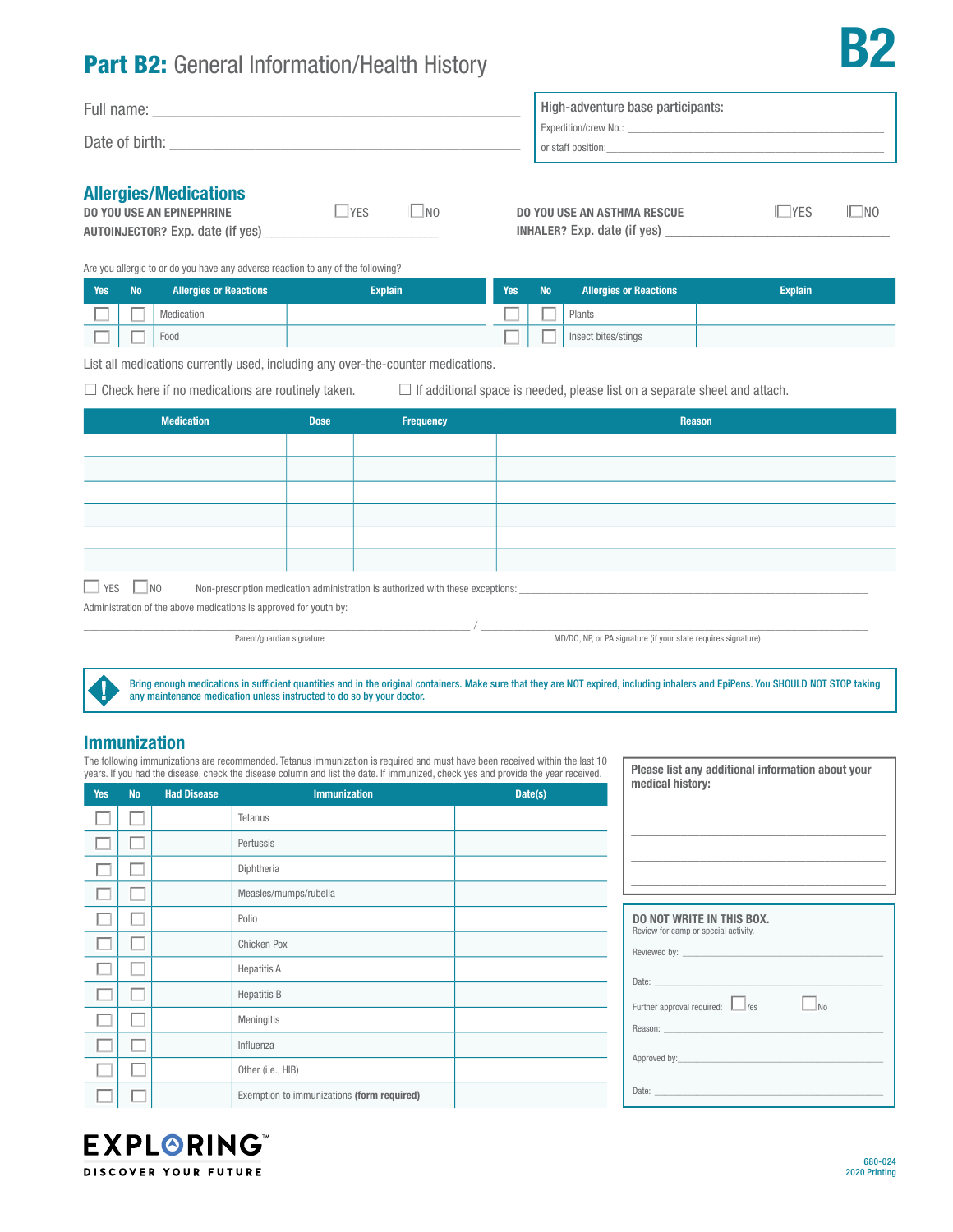# Part B2: General Information/Health History

**B2**

Full name: ___________________________________________

Date of birth: ___________________________________________

**High-adventure base participants:**

Expedition/crew No.: ___________________________________________

or staff position: ___________________________________________

## Allergies/Medications

**DO YOU USE AN EPINEPHRINE AUTOINJECTOR?** Exp. date (if yes) ______________________ ☐ YES ☐ NO

**DO YOU USE AN ASTHMA RESCUE INHALER?** Exp. date (if yes) ______________________ ☐ YES ☐ NO

Are you allergic to or do you have any adverse reaction to any of the following?

| Yes | No | Allergies or Reactions | Explain | Yes | No | Allergies or Reactions | Explain |
|---|---|---|---|---|---|---|---|
| ☐ | ☐ | Medication | | ☐ | ☐ | Plants | |
| ☐ | ☐ | Food | | ☐ | ☐ | Insect bites/stings | |

List all medications currently used, including any over-the-counter medications.

☐ Check here if no medications are routinely taken. ☐ If additional space is needed, please list on a separate sheet and attach.

| Medication | Dose | Frequency | Reason |
|---|---|---|---|
| | | | |
| | | | |
| | | | |
| | | | |
| | | | |
| | | | |

☐ YES ☐ NO Non-prescription medication administration is authorized with these exceptions: ___________________________________________

Administration of the above medications is approved for youth by:

___________________________________________ / ___________________________________________

Parent/guardian signature / MD/DO, NP, or PA signature (if your state requires signature)

> **!** Bring enough medications in sufficient quantities and in the original containers. Make sure that they are NOT expired, including inhalers and EpiPens. You SHOULD NOT STOP taking any maintenance medication unless instructed to do so by your doctor.

## Immunization

The following immunizations are recommended. Tetanus immunization is required and must have been received within the last 10 years. If you had the disease, check the disease column and list the date. If immunized, check yes and provide the year received.

| Yes | No | Had Disease | Immunization | Date(s) |
|---|---|---|---|---|
| ☐ | ☐ | | Tetanus | |
| ☐ | ☐ | | Pertussis | |
| ☐ | ☐ | | Diphtheria | |
| ☐ | ☐ | | Measles/mumps/rubella | |
| ☐ | ☐ | | Polio | |
| ☐ | ☐ | | Chicken Pox | |
| ☐ | ☐ | | Hepatitis A | |
| ☐ | ☐ | | Hepatitis B | |
| ☐ | ☐ | | Meningitis | |
| ☐ | ☐ | | Influenza | |
| ☐ | ☐ | | Other (i.e., HIB) | |
| ☐ | ☐ | | Exemption to immunizations **(form required)** | |

**Please list any additional information about your medical history:**

___________________________________________

___________________________________________

___________________________________________

___________________________________________

**DO NOT WRITE IN THIS BOX.**
Review for camp or special activity.

Reviewed by: ___________________________________________

Date: ___________________________________________

Further approval required: ☐ Yes ☐ No

Reason: ___________________________________________

Approved by: ___________________________________________

Date: ___________________________________________

**EXPLORING™**
DISCOVER YOUR FUTURE

680-024
2020 Printing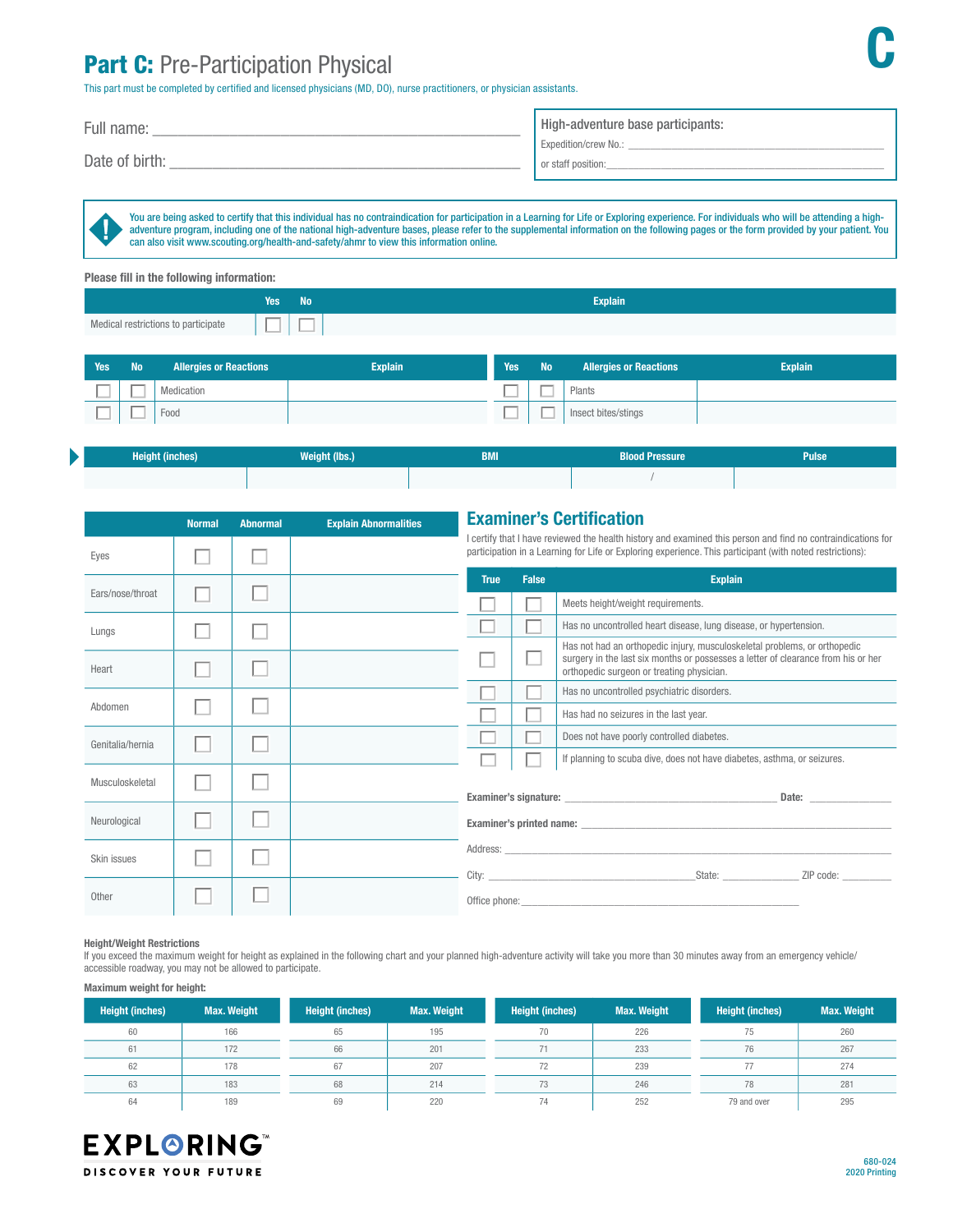# Part C: Pre-Participation Physical

C

This part must be completed by certified and licensed physicians (MD, DO), nurse practitioners, or physician assistants.

Full name: ____________________________________________

Date of birth: ____________________________________________

**High-adventure base participants:**

Expedition/crew No.: ____________________________________________

or staff position: ____________________________________________

You are being asked to certify that this individual has no contraindication for participation in a Learning for Life or Exploring experience. For individuals who will be attending a high-adventure program, including one of the national high-adventure bases, please refer to the supplemental information on the following pages or the form provided by your patient. You can also visit www.scouting.org/health-and-safety/ahmr to view this information online.

**Please fill in the following information:**

| | Yes | No | Explain |
|---|---|---|---|
| Medical restrictions to participate | ☐ | ☐ | |

| Yes | No | Allergies or Reactions | Explain | Yes | No | Allergies or Reactions | Explain |
|---|---|---|---|---|---|---|---|
| ☐ | ☐ | Medication | | ☐ | ☐ | Plants | |
| ☐ | ☐ | Food | | ☐ | ☐ | Insect bites/stings | |

| Height (inches) | Weight (lbs.) | BMI | Blood Pressure | Pulse |
|---|---|---|---|---|
| | | | / | |

| | Normal | Abnormal | Explain Abnormalities |
|---|---|---|---|
| Eyes | ☐ | ☐ | |
| Ears/nose/throat | ☐ | ☐ | |
| Lungs | ☐ | ☐ | |
| Heart | ☐ | ☐ | |
| Abdomen | ☐ | ☐ | |
| Genitalia/hernia | ☐ | ☐ | |
| Musculoskeletal | ☐ | ☐ | |
| Neurological | ☐ | ☐ | |
| Skin issues | ☐ | ☐ | |
| Other | ☐ | ☐ | |

## Examiner's Certification

I certify that I have reviewed the health history and examined this person and find no contraindications for participation in a Learning for Life or Exploring experience. This participant (with noted restrictions):

| True | False | Explain |
|---|---|---|
| ☐ | ☐ | Meets height/weight requirements. |
| ☐ | ☐ | Has no uncontrolled heart disease, lung disease, or hypertension. |
| ☐ | ☐ | Has not had an orthopedic injury, musculoskeletal problems, or orthopedic surgery in the last six months or possesses a letter of clearance from his or her orthopedic surgeon or treating physician. |
| ☐ | ☐ | Has no uncontrolled psychiatric disorders. |
| ☐ | ☐ | Has had no seizures in the last year. |
| ☐ | ☐ | Does not have poorly controlled diabetes. |
| ☐ | ☐ | If planning to scuba dive, does not have diabetes, asthma, or seizures. |

**Examiner's signature:** ______________________________ **Date:** ____________

**Examiner's printed name:** ____________________________________________

Address: ____________________________________________

City: ______________________ State: ____________ ZIP code: ____________

Office phone: ____________________________________________

**Height/Weight Restrictions**

If you exceed the maximum weight for height as explained in the following chart and your planned high-adventure activity will take you more than 30 minutes away from an emergency vehicle/accessible roadway, you may not be allowed to participate.

**Maximum weight for height:**

| Height (inches) | Max. Weight | Height (inches) | Max. Weight | Height (inches) | Max. Weight | Height (inches) | Max. Weight |
|---|---|---|---|---|---|---|---|
| 60 | 166 | 65 | 195 | 70 | 226 | 75 | 260 |
| 61 | 172 | 66 | 201 | 71 | 233 | 76 | 267 |
| 62 | 178 | 67 | 207 | 72 | 239 | 77 | 274 |
| 63 | 183 | 68 | 214 | 73 | 246 | 78 | 281 |
| 64 | 189 | 69 | 220 | 74 | 252 | 79 and over | 295 |

EXPLORING™
DISCOVER YOUR FUTURE

680-024
2020 Printing